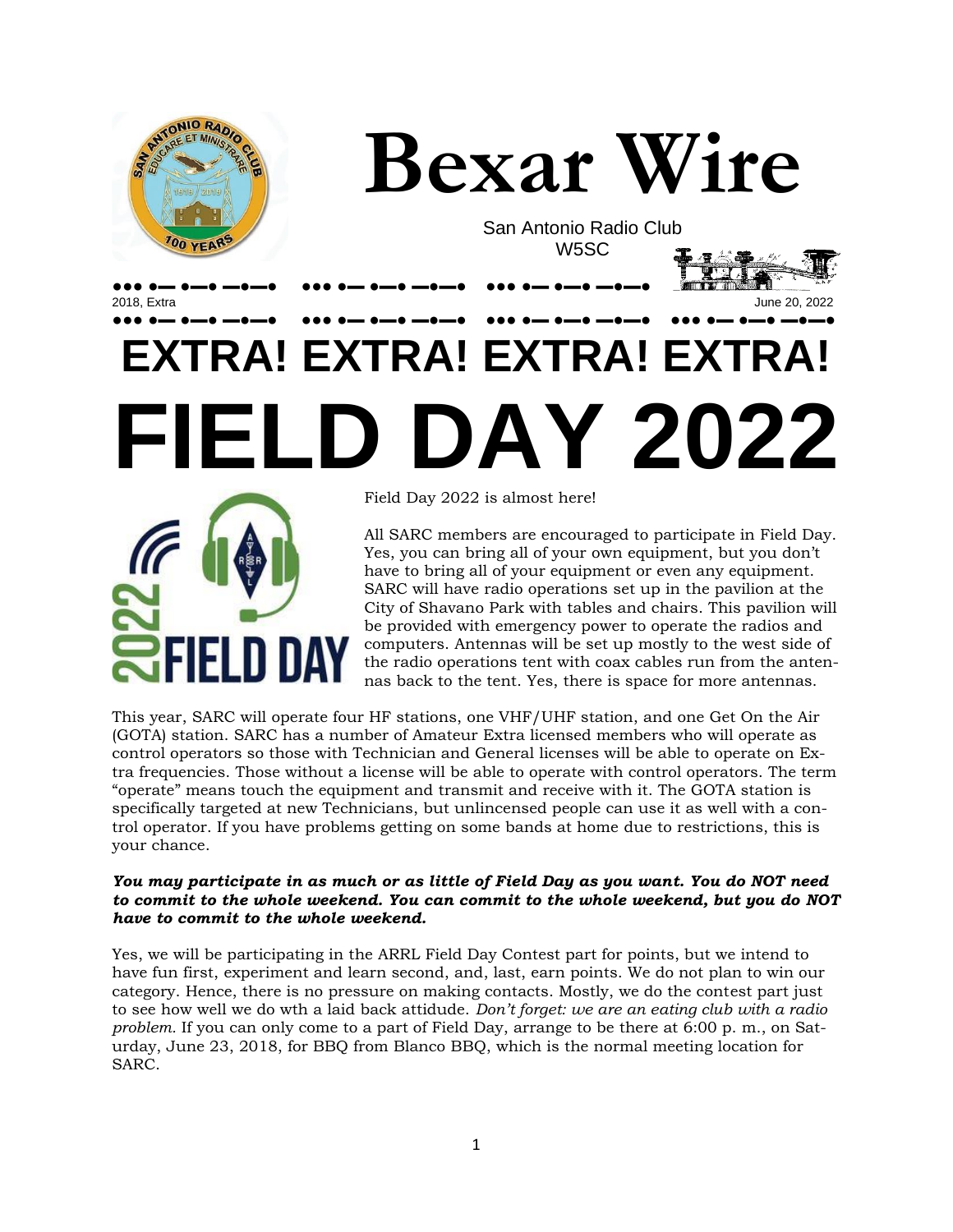# Bexar Wire

San Antonio Radio Club
W5SC

2018, Extra

June 20, 2022

# EXTRA! EXTRA! EXTRA! EXTRA!

# FIELD DAY 2022

Field Day 2022 is almost here!

All SARC members are encouraged to participate in Field Day. Yes, you can bring all of your own equipment, but you don't have to bring all of your equipment or even any equipment. SARC will have radio operations set up in the pavilion at the City of Shavano Park with tables and chairs. This pavilion will be provided with emergency power to operate the radios and computers. Antennas will be set up mostly to the west side of the radio operations tent with coax cables run from the antennas back to the tent. Yes, there is space for more antennas.

This year, SARC will operate four HF stations, one VHF/UHF station, and one Get On the Air (GOTA) station. SARC has a number of Amateur Extra licensed members who will operate as control operators so those with Technician and General licenses will be able to operate on Extra frequencies. Those without a license will be able to operate with control operators. The term "operate" means touch the equipment and transmit and receive with it. The GOTA station is specifically targeted at new Technicians, but unlincensed people can use it as well with a control operator. If you have problems getting on some bands at home due to restrictions, this is your chance.

***You may participate in as much or as little of Field Day as you want. You do NOT need to commit to the whole weekend. You can commit to the whole weekend, but you do NOT have to commit to the whole weekend.***

Yes, we will be participating in the ARRL Field Day Contest part for points, but we intend to have fun first, experiment and learn second, and, last, earn points. We do not plan to win our category. Hence, there is no pressure on making contacts. Mostly, we do the contest part just to see how well we do wth a laid back attidude. *Don't forget: we are an eating club with a radio problem.* If you can only come to a part of Field Day, arrange to be there at 6:00 p. m., on Saturday, June 23, 2018, for BBQ from Blanco BBQ, which is the normal meeting location for SARC.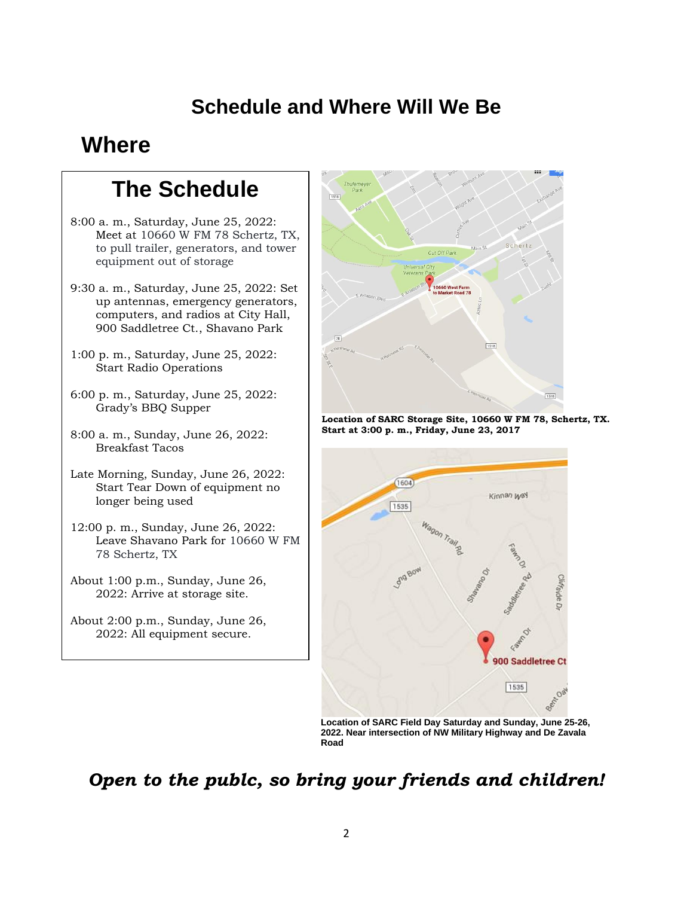# Schedule and Where Will We Be

## Where

## The Schedule

8:00 a. m., Saturday, June 25, 2022: Meet at 10660 W FM 78 Schertz, TX, to pull trailer, generators, and tower equipment out of storage

9:30 a. m., Saturday, June 25, 2022: Set up antennas, emergency generators, computers, and radios at City Hall, 900 Saddletree Ct., Shavano Park

1:00 p. m., Saturday, June 25, 2022: Start Radio Operations

6:00 p. m., Saturday, June 25, 2022: Grady's BBQ Supper

8:00 a. m., Sunday, June 26, 2022: Breakfast Tacos

Late Morning, Sunday, June 26, 2022: Start Tear Down of equipment no longer being used

12:00 p. m., Sunday, June 26, 2022: Leave Shavano Park for 10660 W FM 78 Schertz, TX

About 1:00 p.m., Sunday, June 26, 2022: Arrive at storage site.

About 2:00 p.m., Sunday, June 26, 2022: All equipment secure.

**Location of SARC Storage Site, 10660 W FM 78, Schertz, TX. Start at 3:00 p. m., Friday, June 23, 2017**

**Location of SARC Field Day Saturday and Sunday, June 25-26, 2022. Near intersection of NW Military Highway and De Zavala Road**

***Open to the publc, so bring your friends and children!***